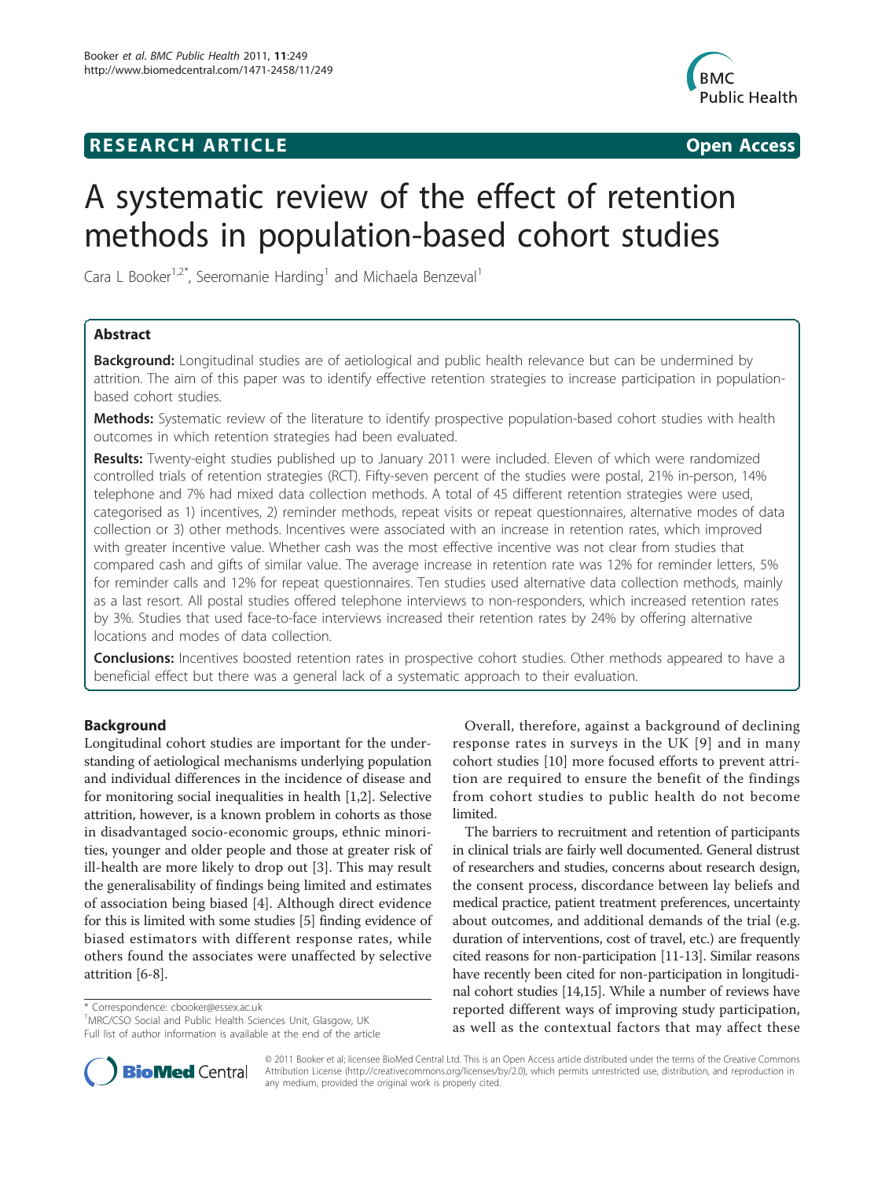**RESEARCH ARTICLE** **Open Access**

# A systematic review of the effect of retention methods in population-based cohort studies

Cara L Booker[1,2*], Seeromanie Harding[1] and Michaela Benzeval[1]

## Abstract

**Background:** Longitudinal studies are of aetiological and public health relevance but can be undermined by attrition. The aim of this paper was to identify effective retention strategies to increase participation in population-based cohort studies.

**Methods:** Systematic review of the literature to identify prospective population-based cohort studies with health outcomes in which retention strategies had been evaluated.

**Results:** Twenty-eight studies published up to January 2011 were included. Eleven of which were randomized controlled trials of retention strategies (RCT). Fifty-seven percent of the studies were postal, 21% in-person, 14% telephone and 7% had mixed data collection methods. A total of 45 different retention strategies were used, categorised as 1) incentives, 2) reminder methods, repeat visits or repeat questionnaires, alternative modes of data collection or 3) other methods. Incentives were associated with an increase in retention rates, which improved with greater incentive value. Whether cash was the most effective incentive was not clear from studies that compared cash and gifts of similar value. The average increase in retention rate was 12% for reminder letters, 5% for reminder calls and 12% for repeat questionnaires. Ten studies used alternative data collection methods, mainly as a last resort. All postal studies offered telephone interviews to non-responders, which increased retention rates by 3%. Studies that used face-to-face interviews increased their retention rates by 24% by offering alternative locations and modes of data collection.

**Conclusions:** Incentives boosted retention rates in prospective cohort studies. Other methods appeared to have a beneficial effect but there was a general lack of a systematic approach to their evaluation.

## Background

Longitudinal cohort studies are important for the understanding of aetiological mechanisms underlying population and individual differences in the incidence of disease and for monitoring social inequalities in health [1,2]. Selective attrition, however, is a known problem in cohorts as those in disadvantaged socio-economic groups, ethnic minorities, younger and older people and those at greater risk of ill-health are more likely to drop out [3]. This may result the generalisability of findings being limited and estimates of association being biased [4]. Although direct evidence for this is limited with some studies [5] finding evidence of biased estimators with different response rates, while others found the associates were unaffected by selective attrition [6-8].

Overall, therefore, against a background of declining response rates in surveys in the UK [9] and in many cohort studies [10] more focused efforts to prevent attrition are required to ensure the benefit of the findings from cohort studies to public health do not become limited.

The barriers to recruitment and retention of participants in clinical trials are fairly well documented. General distrust of researchers and studies, concerns about research design, the consent process, discordance between lay beliefs and medical practice, patient treatment preferences, uncertainty about outcomes, and additional demands of the trial (e.g. duration of interventions, cost of travel, etc.) are frequently cited reasons for non-participation [11-13]. Similar reasons have recently been cited for non-participation in longitudinal cohort studies [14,15]. While a number of reviews have reported different ways of improving study participation, as well as the contextual factors that may affect these

\* Correspondence: cbooker@essex.ac.uk
[1]MRC/CSO Social and Public Health Sciences Unit, Glasgow, UK
Full list of author information is available at the end of the article

© 2011 Booker et al; licensee BioMed Central Ltd. This is an Open Access article distributed under the terms of the Creative Commons Attribution License (http://creativecommons.org/licenses/by/2.0), which permits unrestricted use, distribution, and reproduction in any medium, provided the original work is properly cited.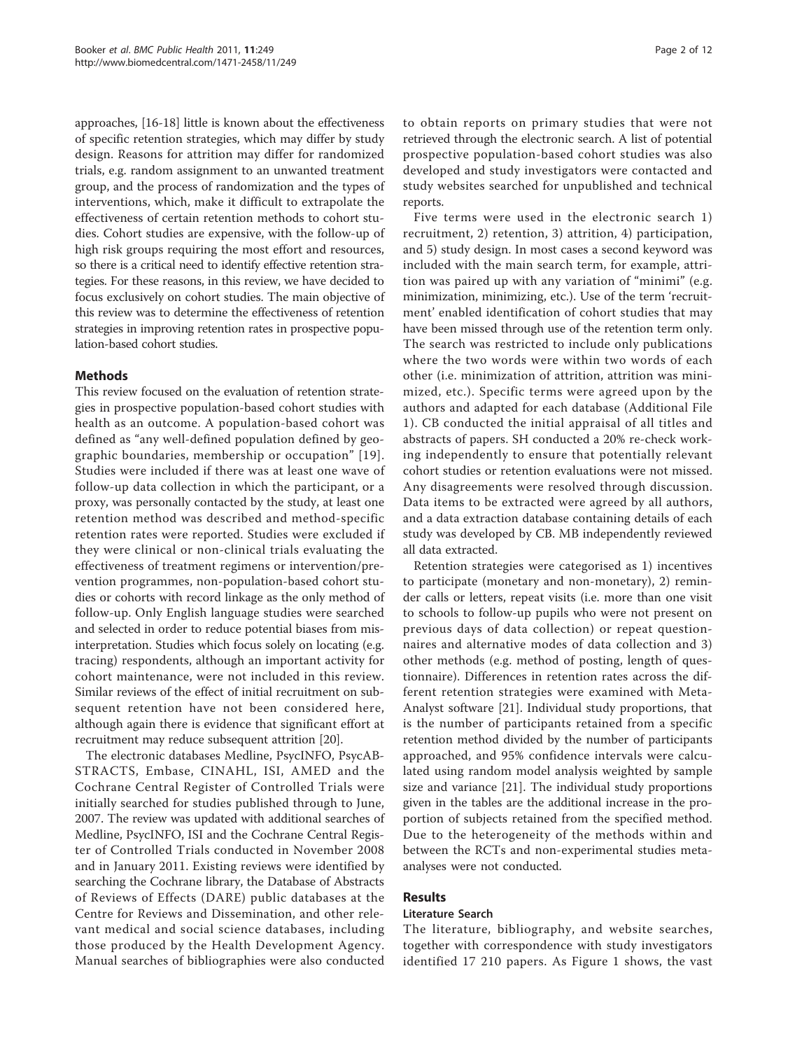approaches, [16-18] little is known about the effectiveness of specific retention strategies, which may differ by study design. Reasons for attrition may differ for randomized trials, e.g. random assignment to an unwanted treatment group, and the process of randomization and the types of interventions, which, make it difficult to extrapolate the effectiveness of certain retention methods to cohort studies. Cohort studies are expensive, with the follow-up of high risk groups requiring the most effort and resources, so there is a critical need to identify effective retention strategies. For these reasons, in this review, we have decided to focus exclusively on cohort studies. The main objective of this review was to determine the effectiveness of retention strategies in improving retention rates in prospective population-based cohort studies.

## Methods

This review focused on the evaluation of retention strategies in prospective population-based cohort studies with health as an outcome. A population-based cohort was defined as "any well-defined population defined by geographic boundaries, membership or occupation" [19]. Studies were included if there was at least one wave of follow-up data collection in which the participant, or a proxy, was personally contacted by the study, at least one retention method was described and method-specific retention rates were reported. Studies were excluded if they were clinical or non-clinical trials evaluating the effectiveness of treatment regimens or intervention/prevention programmes, non-population-based cohort studies or cohorts with record linkage as the only method of follow-up. Only English language studies were searched and selected in order to reduce potential biases from misinterpretation. Studies which focus solely on locating (e.g. tracing) respondents, although an important activity for cohort maintenance, were not included in this review. Similar reviews of the effect of initial recruitment on subsequent retention have not been considered here, although again there is evidence that significant effort at recruitment may reduce subsequent attrition [20].

The electronic databases Medline, PsycINFO, PsycABSTRACTS, Embase, CINAHL, ISI, AMED and the Cochrane Central Register of Controlled Trials were initially searched for studies published through to June, 2007. The review was updated with additional searches of Medline, PsycINFO, ISI and the Cochrane Central Register of Controlled Trials conducted in November 2008 and in January 2011. Existing reviews were identified by searching the Cochrane library, the Database of Abstracts of Reviews of Effects (DARE) public databases at the Centre for Reviews and Dissemination, and other relevant medical and social science databases, including those produced by the Health Development Agency. Manual searches of bibliographies were also conducted to obtain reports on primary studies that were not retrieved through the electronic search. A list of potential prospective population-based cohort studies was also developed and study investigators were contacted and study websites searched for unpublished and technical reports.

Five terms were used in the electronic search 1) recruitment, 2) retention, 3) attrition, 4) participation, and 5) study design. In most cases a second keyword was included with the main search term, for example, attrition was paired up with any variation of "minimi" (e.g. minimization, minimizing, etc.). Use of the term 'recruitment' enabled identification of cohort studies that may have been missed through use of the retention term only. The search was restricted to include only publications where the two words were within two words of each other (i.e. minimization of attrition, attrition was minimized, etc.). Specific terms were agreed upon by the authors and adapted for each database (Additional File 1). CB conducted the initial appraisal of all titles and abstracts of papers. SH conducted a 20% re-check working independently to ensure that potentially relevant cohort studies or retention evaluations were not missed. Any disagreements were resolved through discussion. Data items to be extracted were agreed by all authors, and a data extraction database containing details of each study was developed by CB. MB independently reviewed all data extracted.

Retention strategies were categorised as 1) incentives to participate (monetary and non-monetary), 2) reminder calls or letters, repeat visits (i.e. more than one visit to schools to follow-up pupils who were not present on previous days of data collection) or repeat questionnaires and alternative modes of data collection and 3) other methods (e.g. method of posting, length of questionnaire). Differences in retention rates across the different retention strategies were examined with Meta-Analyst software [21]. Individual study proportions, that is the number of participants retained from a specific retention method divided by the number of participants approached, and 95% confidence intervals were calculated using random model analysis weighted by sample size and variance [21]. The individual study proportions given in the tables are the additional increase in the proportion of subjects retained from the specified method. Due to the heterogeneity of the methods within and between the RCTs and non-experimental studies meta-analyses were not conducted.

## Results

### Literature Search

The literature, bibliography, and website searches, together with correspondence with study investigators identified 17 210 papers. As Figure 1 shows, the vast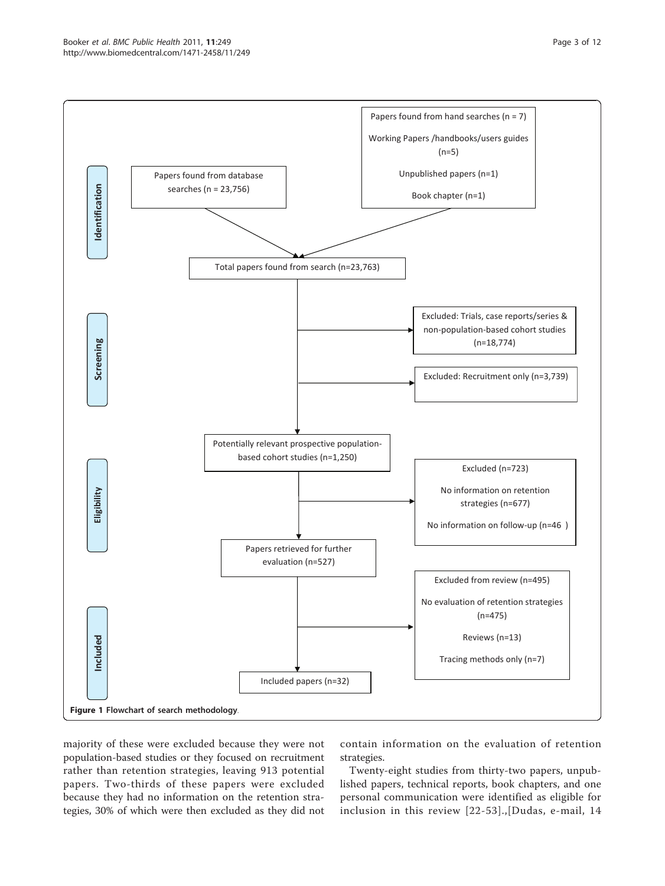Identification

Papers found from database searches (n = 23,756)

Papers found from hand searches (n = 7)

Working Papers /handbooks/users guides (n=5)

Unpublished papers (n=1)

Book chapter (n=1)

Total papers found from search (n=23,763)

Screening

Excluded: Trials, case reports/series & non-population-based cohort studies (n=18,774)

Excluded: Recruitment only (n=3,739)

Potentially relevant prospective population-based cohort studies (n=1,250)

Eligibility

Excluded (n=723)

No information on retention strategies (n=677)

No information on follow-up (n=46 )

Papers retrieved for further evaluation (n=527)

Included

Excluded from review (n=495)

No evaluation of retention strategies (n=475)

Reviews (n=13)

Tracing methods only (n=7)

Included papers (n=32)

**Figure 1 Flowchart of search methodology**.

majority of these were excluded because they were not population-based studies or they focused on recruitment rather than retention strategies, leaving 913 potential papers. Two-thirds of these papers were excluded because they had no information on the retention strategies, 30% of which were then excluded as they did not contain information on the evaluation of retention strategies.

Twenty-eight studies from thirty-two papers, unpublished papers, technical reports, book chapters, and one personal communication were identified as eligible for inclusion in this review [22-53].,[Dudas, e-mail, 14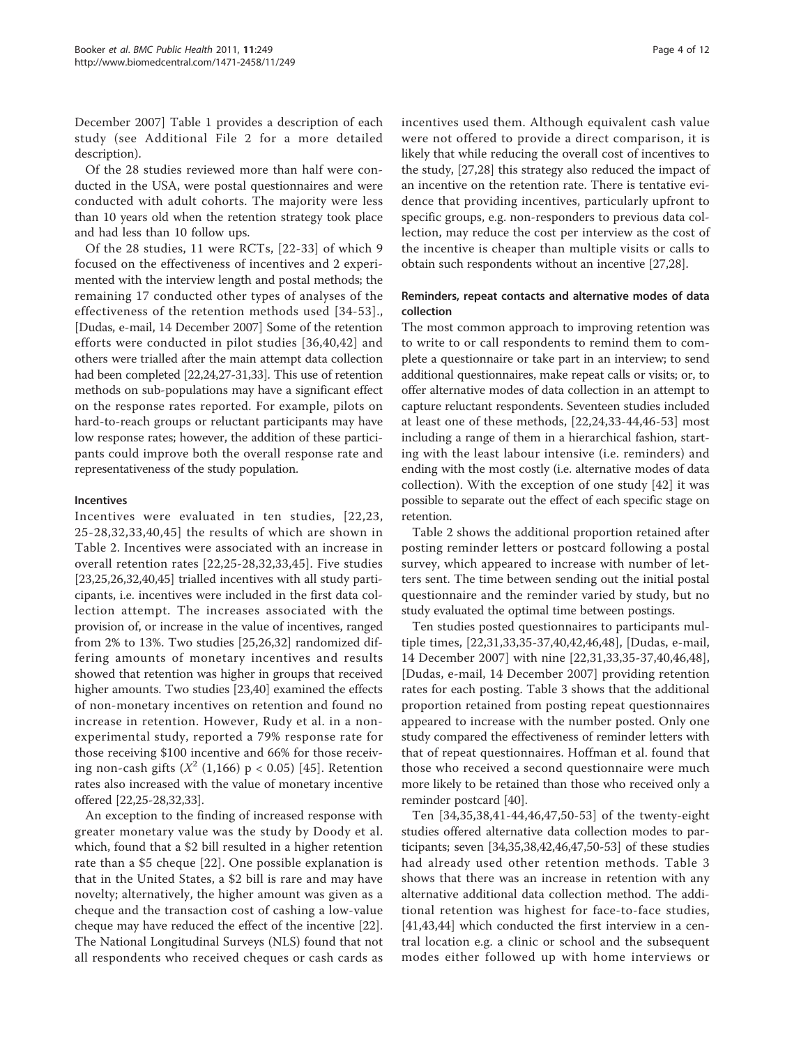December 2007] Table 1 provides a description of each study (see Additional File 2 for a more detailed description).

Of the 28 studies reviewed more than half were conducted in the USA, were postal questionnaires and were conducted with adult cohorts. The majority were less than 10 years old when the retention strategy took place and had less than 10 follow ups.

Of the 28 studies, 11 were RCTs, [22-33] of which 9 focused on the effectiveness of incentives and 2 experimented with the interview length and postal methods; the remaining 17 conducted other types of analyses of the effectiveness of the retention methods used [34-53]., [Dudas, e-mail, 14 December 2007] Some of the retention efforts were conducted in pilot studies [36,40,42] and others were trialled after the main attempt data collection had been completed [22,24,27-31,33]. This use of retention methods on sub-populations may have a significant effect on the response rates reported. For example, pilots on hard-to-reach groups or reluctant participants may have low response rates; however, the addition of these participants could improve both the overall response rate and representativeness of the study population.

#### Incentives

Incentives were evaluated in ten studies, [22,23, 25-28,32,33,40,45] the results of which are shown in Table 2. Incentives were associated with an increase in overall retention rates [22,25-28,32,33,45]. Five studies [23,25,26,32,40,45] trialled incentives with all study participants, i.e. incentives were included in the first data collection attempt. The increases associated with the provision of, or increase in the value of incentives, ranged from 2% to 13%. Two studies [25,26,32] randomized differing amounts of monetary incentives and results showed that retention was higher in groups that received higher amounts. Two studies [23,40] examined the effects of non-monetary incentives on retention and found no increase in retention. However, Rudy et al. in a non-experimental study, reported a 79% response rate for those receiving $100 incentive and 66% for those receiving non-cash gifts ($X^2$ (1,166) $p < 0.05$) [45]. Retention rates also increased with the value of monetary incentive offered [22,25-28,32,33].

An exception to the finding of increased response with greater monetary value was the study by Doody et al. which, found that a $2 bill resulted in a higher retention rate than a $5 cheque [22]. One possible explanation is that in the United States, a $2 bill is rare and may have novelty; alternatively, the higher amount was given as a cheque and the transaction cost of cashing a low-value cheque may have reduced the effect of the incentive [22]. The National Longitudinal Surveys (NLS) found that not all respondents who received cheques or cash cards as incentives used them. Although equivalent cash value were not offered to provide a direct comparison, it is likely that while reducing the overall cost of incentives to the study, [27,28] this strategy also reduced the impact of an incentive on the retention rate. There is tentative evidence that providing incentives, particularly upfront to specific groups, e.g. non-responders to previous data collection, may reduce the cost per interview as the cost of the incentive is cheaper than multiple visits or calls to obtain such respondents without an incentive [27,28].

#### Reminders, repeat contacts and alternative modes of data collection

The most common approach to improving retention was to write to or call respondents to remind them to complete a questionnaire or take part in an interview; to send additional questionnaires, make repeat calls or visits; or, to offer alternative modes of data collection in an attempt to capture reluctant respondents. Seventeen studies included at least one of these methods, [22,24,33-44,46-53] most including a range of them in a hierarchical fashion, starting with the least labour intensive (i.e. reminders) and ending with the most costly (i.e. alternative modes of data collection). With the exception of one study [42] it was possible to separate out the effect of each specific stage on retention.

Table 2 shows the additional proportion retained after posting reminder letters or postcard following a postal survey, which appeared to increase with number of letters sent. The time between sending out the initial postal questionnaire and the reminder varied by study, but no study evaluated the optimal time between postings.

Ten studies posted questionnaires to participants multiple times, [22,31,33,35-37,40,42,46,48], [Dudas, e-mail, 14 December 2007] with nine [22,31,33,35-37,40,46,48], [Dudas, e-mail, 14 December 2007] providing retention rates for each posting. Table 3 shows that the additional proportion retained from posting repeat questionnaires appeared to increase with the number posted. Only one study compared the effectiveness of reminder letters with that of repeat questionnaires. Hoffman et al. found that those who received a second questionnaire were much more likely to be retained than those who received only a reminder postcard [40].

Ten [34,35,38,41-44,46,47,50-53] of the twenty-eight studies offered alternative data collection modes to participants; seven [34,35,38,42,46,47,50-53] of these studies had already used other retention methods. Table 3 shows that there was an increase in retention with any alternative additional data collection method. The additional retention was highest for face-to-face studies, [41,43,44] which conducted the first interview in a central location e.g. a clinic or school and the subsequent modes either followed up with home interviews or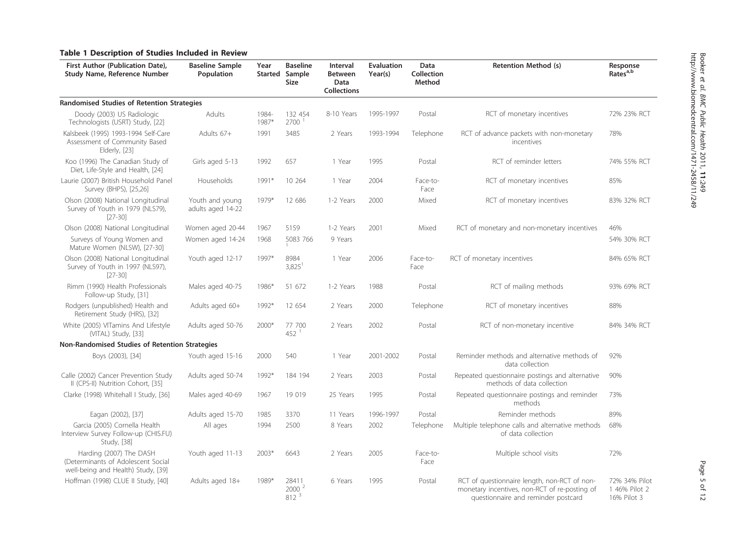**Table 1 Description of Studies Included in Review**

| First Author (Publication Date), Study Name, Reference Number | Baseline Sample Population | Year Started | Baseline Sample Size | Interval Between Data Collections | Evaluation Year(s) | Data Collection Method | Retention Method (s) | Response Rates[a,b] |
|---|---|---|---|---|---|---|---|---|
| **Randomised Studies of Retention Strategies** | | | | | | | | |
| Doody (2003) US Radiologic Technologists (USRT) Study, [22] | Adults | 1984-1987* | 132 454 2700 [1] | 8-10 Years | 1995-1997 | Postal | RCT of monetary incentives | 72% 23% RCT |
| Kalsbeek (1995) 1993-1994 Self-Care Assessment of Community Based Elderly, [23] | Adults 67+ | 1991 | 3485 | 2 Years | 1993-1994 | Telephone | RCT of advance packets with non-monetary incentives | 78% |
| Koo (1996) The Canadian Study of Diet, Life-Style and Health, [24] | Girls aged 5-13 | 1992 | 657 | 1 Year | 1995 | Postal | RCT of reminder letters | 74% 55% RCT |
| Laurie (2007) British Household Panel Survey (BHPS), [25,26] | Households | 1991* | 10 264 | 1 Year | 2004 | Face-to-Face | RCT of monetary incentives | 85% |
| Olson (2008) National Longitudinal Survey of Youth in 1979 (NLS79), [27-30] | Youth and young adults aged 14-22 | 1979* | 12 686 | 1-2 Years | 2000 | Mixed | RCT of monetary incentives | 83% 32% RCT |
| Olson (2008) National Longitudinal | Women aged 20-44 | 1967 | 5159 | 1-2 Years | 2001 | Mixed | RCT of monetary and non-monetary incentives | 46% |
| Surveys of Young Women and Mature Women (NLSW), [27-30] | Women aged 14-24 | 1968 | 5083 766 [1] | 9 Years | | | | 54% 30% RCT |
| Olson (2008) National Longitudinal Survey of Youth in 1997 (NLS97), [27-30] | Youth aged 12-17 | 1997* | 8984 3,825[1] | 1 Year | 2006 | Face-to-Face | RCT of monetary incentives | 84% 65% RCT |
| Rimm (1990) Health Professionals Follow-up Study, [31] | Males aged 40-75 | 1986* | 51 672 | 1-2 Years | 1988 | Postal | RCT of mailing methods | 93% 69% RCT |
| Rodgers (unpublished) Health and Retirement Study (HRS), [32] | Adults aged 60+ | 1992* | 12 654 | 2 Years | 2000 | Telephone | RCT of monetary incentives | 88% |
| White (2005) VITamins And Lifestyle (VITAL) Study, [33] | Adults aged 50-76 | 2000* | 77 700 452 [1] | 2 Years | 2002 | Postal | RCT of non-monetary incentive | 84% 34% RCT |
| **Non-Randomised Studies of Retention Strategies** | | | | | | | | |
| Boys (2003), [34] | Youth aged 15-16 | 2000 | 540 | 1 Year | 2001-2002 | Postal | Reminder methods and alternative methods of data collection | 92% |
| Calle (2002) Cancer Prevention Study II (CPS-II) Nutrition Cohort, [35] | Adults aged 50-74 | 1992* | 184 194 | 2 Years | 2003 | Postal | Repeated questionnaire postings and alternative methods of data collection | 90% |
| Clarke (1998) Whitehall I Study, [36] | Males aged 40-69 | 1967 | 19 019 | 25 Years | 1995 | Postal | Repeated questionnaire postings and reminder methods | 73% |
| Eagan (2002), [37] | Adults aged 15-70 | 1985 | 3370 | 11 Years | 1996-1997 | Postal | Reminder methods | 89% |
| Garcia (2005) Cornella Health Interview Survey Follow-up (CHIS.FU) Study, [38] | All ages | 1994 | 2500 | 8 Years | 2002 | Telephone | Multiple telephone calls and alternative methods of data collection | 68% |
| Harding (2007) The DASH (Determinants of Adolescent Social well-being and Health) Study, [39] | Youth aged 11-13 | 2003* | 6643 | 2 Years | 2005 | Face-to-Face | Multiple school visits | 72% |
| Hoffman (1998) CLUE II Study, [40] | Adults aged 18+ | 1989* | 28411 2000 [2] 812 [3] | 6 Years | 1995 | Postal | RCT of questionnaire length, non-RCT of non-monetary incentives, non-RCT of re-posting of questionnaire and reminder postcard | 72% 34% Pilot 1 46% Pilot 2 16% Pilot 3 |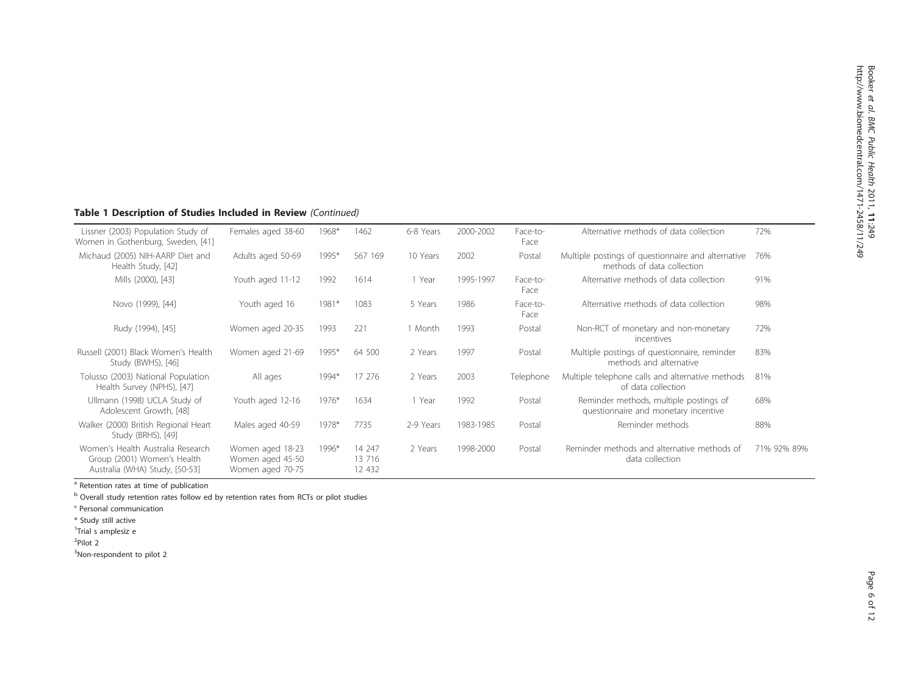**Table 1 Description of Studies Included in Review** *(Continued)*

| | | | | | | | | |
|---|---|---|---|---|---|---|---|---|
| Lissner (2003) Population Study of Women in Gothenburg, Sweden, [41] | Females aged 38-60 | 1968* | 1462 | 6-8 Years | 2000-2002 | Face-to-Face | Alternative methods of data collection | 72% |
| Michaud (2005) NIH-AARP Diet and Health Study, [42] | Adults aged 50-69 | 1995* | 567 169 | 10 Years | 2002 | Postal | Multiple postings of questionnaire and alternative methods of data collection | 76% |
| Mills (2000), [43] | Youth aged 11-12 | 1992 | 1614 | 1 Year | 1995-1997 | Face-to-Face | Alternative methods of data collection | 91% |
| Novo (1999), [44] | Youth aged 16 | 1981* | 1083 | 5 Years | 1986 | Face-to-Face | Alternative methods of data collection | 98% |
| Rudy (1994), [45] | Women aged 20-35 | 1993 | 221 | 1 Month | 1993 | Postal | Non-RCT of monetary and non-monetary incentives | 72% |
| Russell (2001) Black Women's Health Study (BWHS), [46] | Women aged 21-69 | 1995* | 64 500 | 2 Years | 1997 | Postal | Multiple postings of questionnaire, reminder methods and alternative | 83% |
| Tolusso (2003) National Population Health Survey (NPHS), [47] | All ages | 1994* | 17 276 | 2 Years | 2003 | Telephone | Multiple telephone calls and alternative methods of data collection | 81% |
| Ullmann (1998) UCLA Study of Adolescent Growth, [48] | Youth aged 12-16 | 1976* | 1634 | 1 Year | 1992 | Postal | Reminder methods, multiple postings of questionnaire and monetary incentive | 68% |
| Walker (2000) British Regional Heart Study (BRHS), [49] | Males aged 40-59 | 1978* | 7735 | 2-9 Years | 1983-1985 | Postal | Reminder methods | 88% |
| Women's Health Australia Research Group (2001) Women's Health Australia (WHA) Study, [50-53] | Women aged 18-23<br>Women aged 45-50<br>Women aged 70-75 | 1996* | 14 247<br>13 716<br>12 432 | 2 Years | 1998-2000 | Postal | Reminder methods and alternative methods of data collection | 71% 92% 89% |

[a] Retention rates at time of publication

[b] Overall study retention rates follow ed by retention rates from RCTs or pilot studies

[c] Personal communication

* Study still active

[1]Trial s amplesiz e

[2]Pilot 2

[3]Non-respondent to pilot 2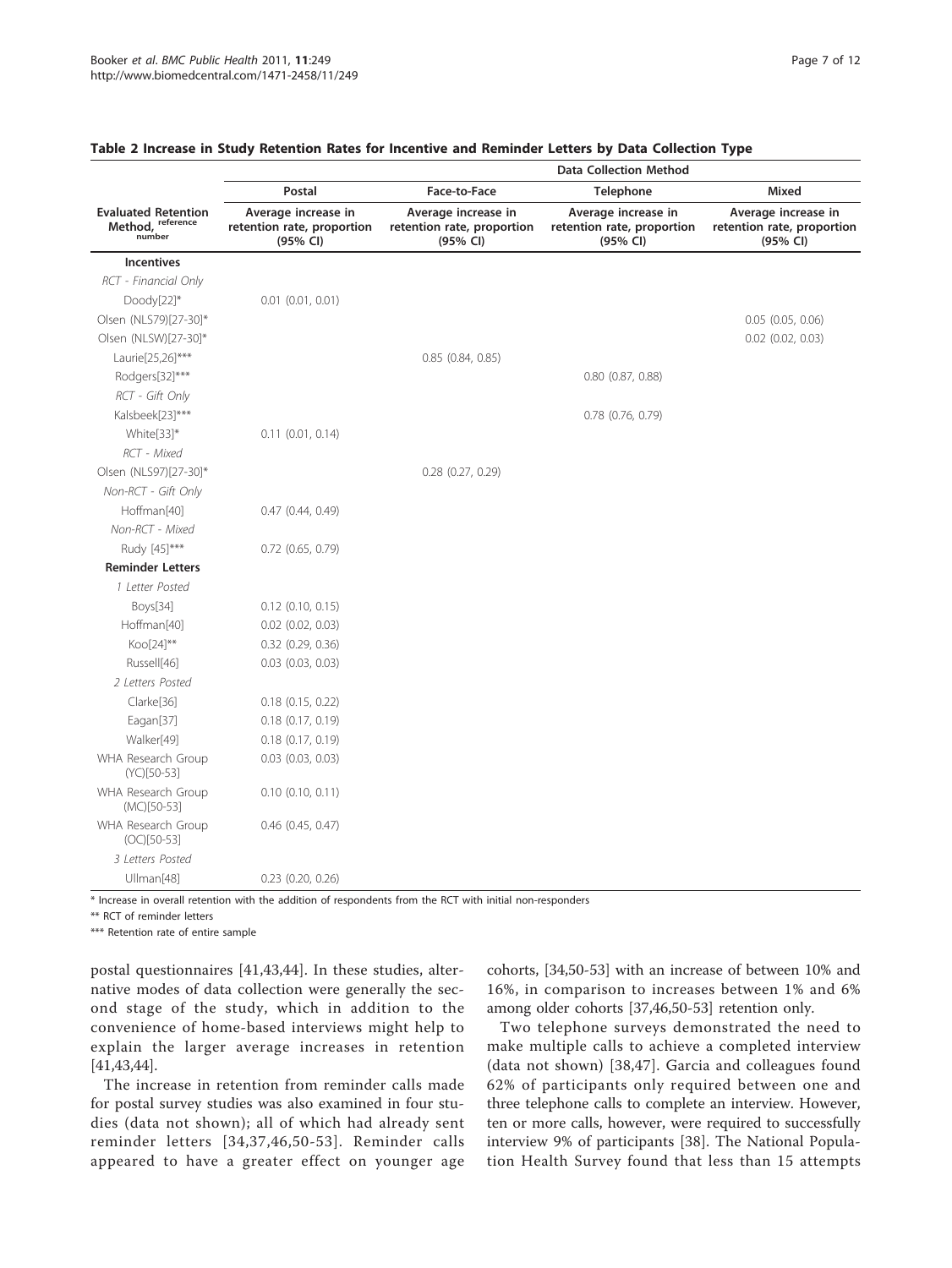**Table 2 Increase in Study Retention Rates for Incentive and Reminder Letters by Data Collection Type**

| | Data Collection Method | | | |
|---|---|---|---|---|
| | Postal | Face-to-Face | Telephone | Mixed |
| Evaluated Retention Method, reference number | Average increase in retention rate, proportion (95% CI) | Average increase in retention rate, proportion (95% CI) | Average increase in retention rate, proportion (95% CI) | Average increase in retention rate, proportion (95% CI) |
| **Incentives** | | | | |
| *RCT - Financial Only* | | | | |
| Doody[22]* | 0.01 (0.01, 0.01) | | | |
| Olsen (NLS79)[27-30]* | | | | 0.05 (0.05, 0.06) |
| Olsen (NLSW)[27-30]* | | | | 0.02 (0.02, 0.03) |
| Laurie[25,26]*** | | 0.85 (0.84, 0.85) | | |
| Rodgers[32]*** | | | 0.80 (0.87, 0.88) | |
| *RCT - Gift Only* | | | | |
| Kalsbeek[23]*** | | | 0.78 (0.76, 0.79) | |
| White[33]* | 0.11 (0.01, 0.14) | | | |
| *RCT - Mixed* | | | | |
| Olsen (NLS97)[27-30]* | | 0.28 (0.27, 0.29) | | |
| *Non-RCT - Gift Only* | | | | |
| Hoffman[40] | 0.47 (0.44, 0.49) | | | |
| *Non-RCT - Mixed* | | | | |
| Rudy [45]*** | 0.72 (0.65, 0.79) | | | |
| **Reminder Letters** | | | | |
| *1 Letter Posted* | | | | |
| Boys[34] | 0.12 (0.10, 0.15) | | | |
| Hoffman[40] | 0.02 (0.02, 0.03) | | | |
| Koo[24]** | 0.32 (0.29, 0.36) | | | |
| Russell[46] | 0.03 (0.03, 0.03) | | | |
| *2 Letters Posted* | | | | |
| Clarke[36] | 0.18 (0.15, 0.22) | | | |
| Eagan[37] | 0.18 (0.17, 0.19) | | | |
| Walker[49] | 0.18 (0.17, 0.19) | | | |
| WHA Research Group (YC)[50-53] | 0.03 (0.03, 0.03) | | | |
| WHA Research Group (MC)[50-53] | 0.10 (0.10, 0.11) | | | |
| WHA Research Group (OC)[50-53] | 0.46 (0.45, 0.47) | | | |
| *3 Letters Posted* | | | | |
| Ullman[48] | 0.23 (0.20, 0.26) | | | |

\* Increase in overall retention with the addition of respondents from the RCT with initial non-responders

** RCT of reminder letters

*** Retention rate of entire sample

postal questionnaires [41,43,44]. In these studies, alternative modes of data collection were generally the second stage of the study, which in addition to the convenience of home-based interviews might help to explain the larger average increases in retention [41,43,44].

The increase in retention from reminder calls made for postal survey studies was also examined in four studies (data not shown); all of which had already sent reminder letters [34,37,46,50-53]. Reminder calls appeared to have a greater effect on younger age cohorts, [34,50-53] with an increase of between 10% and 16%, in comparison to increases between 1% and 6% among older cohorts [37,46,50-53] retention only.

Two telephone surveys demonstrated the need to make multiple calls to achieve a completed interview (data not shown) [38,47]. Garcia and colleagues found 62% of participants only required between one and three telephone calls to complete an interview. However, ten or more calls, however, were required to successfully interview 9% of participants [38]. The National Population Health Survey found that less than 15 attempts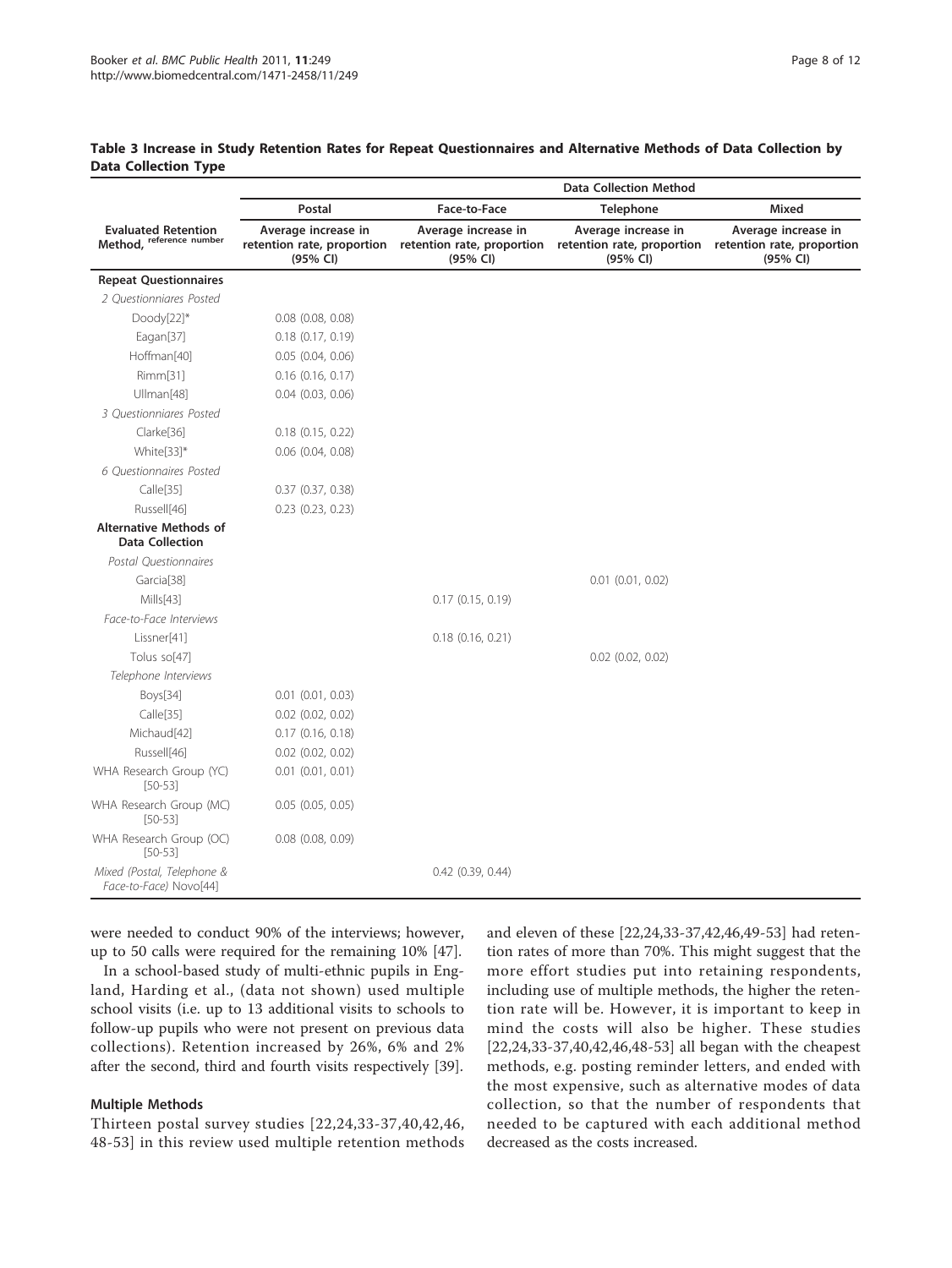**Table 3 Increase in Study Retention Rates for Repeat Questionnaires and Alternative Methods of Data Collection by Data Collection Type**

| | Data Collection Method | | | |
|---|---|---|---|---|
| | Postal | Face-to-Face | Telephone | Mixed |
| Evaluated Retention Method, reference number | Average increase in retention rate, proportion (95% CI) | Average increase in retention rate, proportion (95% CI) | Average increase in retention rate, proportion (95% CI) | Average increase in retention rate, proportion (95% CI) |
| **Repeat Questionnaires** | | | | |
| *2 Questionniares Posted* | | | | |
| Doody[22]* | 0.08 (0.08, 0.08) | | | |
| Eagan[37] | 0.18 (0.17, 0.19) | | | |
| Hoffman[40] | 0.05 (0.04, 0.06) | | | |
| Rimm[31] | 0.16 (0.16, 0.17) | | | |
| Ullman[48] | 0.04 (0.03, 0.06) | | | |
| *3 Questionniares Posted* | | | | |
| Clarke[36] | 0.18 (0.15, 0.22) | | | |
| White[33]* | 0.06 (0.04, 0.08) | | | |
| *6 Questionniares Posted* | | | | |
| Calle[35] | 0.37 (0.37, 0.38) | | | |
| Russell[46] | 0.23 (0.23, 0.23) | | | |
| **Alternative Methods of Data Collection** | | | | |
| *Postal Questionnaires* | | | | |
| Garcia[38] | | | 0.01 (0.01, 0.02) | |
| Mills[43] | | 0.17 (0.15, 0.19) | | |
| *Face-to-Face Interviews* | | | | |
| Lissner[41] | | 0.18 (0.16, 0.21) | | |
| Tolus so[47] | | | 0.02 (0.02, 0.02) | |
| *Telephone Interviews* | | | | |
| Boys[34] | 0.01 (0.01, 0.03) | | | |
| Calle[35] | 0.02 (0.02, 0.02) | | | |
| Michaud[42] | 0.17 (0.16, 0.18) | | | |
| Russell[46] | 0.02 (0.02, 0.02) | | | |
| WHA Research Group (YC) [50-53] | 0.01 (0.01, 0.01) | | | |
| WHA Research Group (MC) [50-53] | 0.05 (0.05, 0.05) | | | |
| WHA Research Group (OC) [50-53] | 0.08 (0.08, 0.09) | | | |
| *Mixed (Postal, Telephone & Face-to-Face) Novo[44]* | | 0.42 (0.39, 0.44) | | |

were needed to conduct 90% of the interviews; however, up to 50 calls were required for the remaining 10% [47].

In a school-based study of multi-ethnic pupils in England, Harding et al., (data not shown) used multiple school visits (i.e. up to 13 additional visits to schools to follow-up pupils who were not present on previous data collections). Retention increased by 26%, 6% and 2% after the second, third and fourth visits respectively [39].

#### Multiple Methods

Thirteen postal survey studies [22,24,33-37,40,42,46,48-53] in this review used multiple retention methods and eleven of these [22,24,33-37,42,46,49-53] had retention rates of more than 70%. This might suggest that the more effort studies put into retaining respondents, including use of multiple methods, the higher the retention rate will be. However, it is important to keep in mind the costs will also be higher. These studies [22,24,33-37,40,42,46,48-53] all began with the cheapest methods, e.g. posting reminder letters, and ended with the most expensive, such as alternative modes of data collection, so that the number of respondents that needed to be captured with each additional method decreased as the costs increased.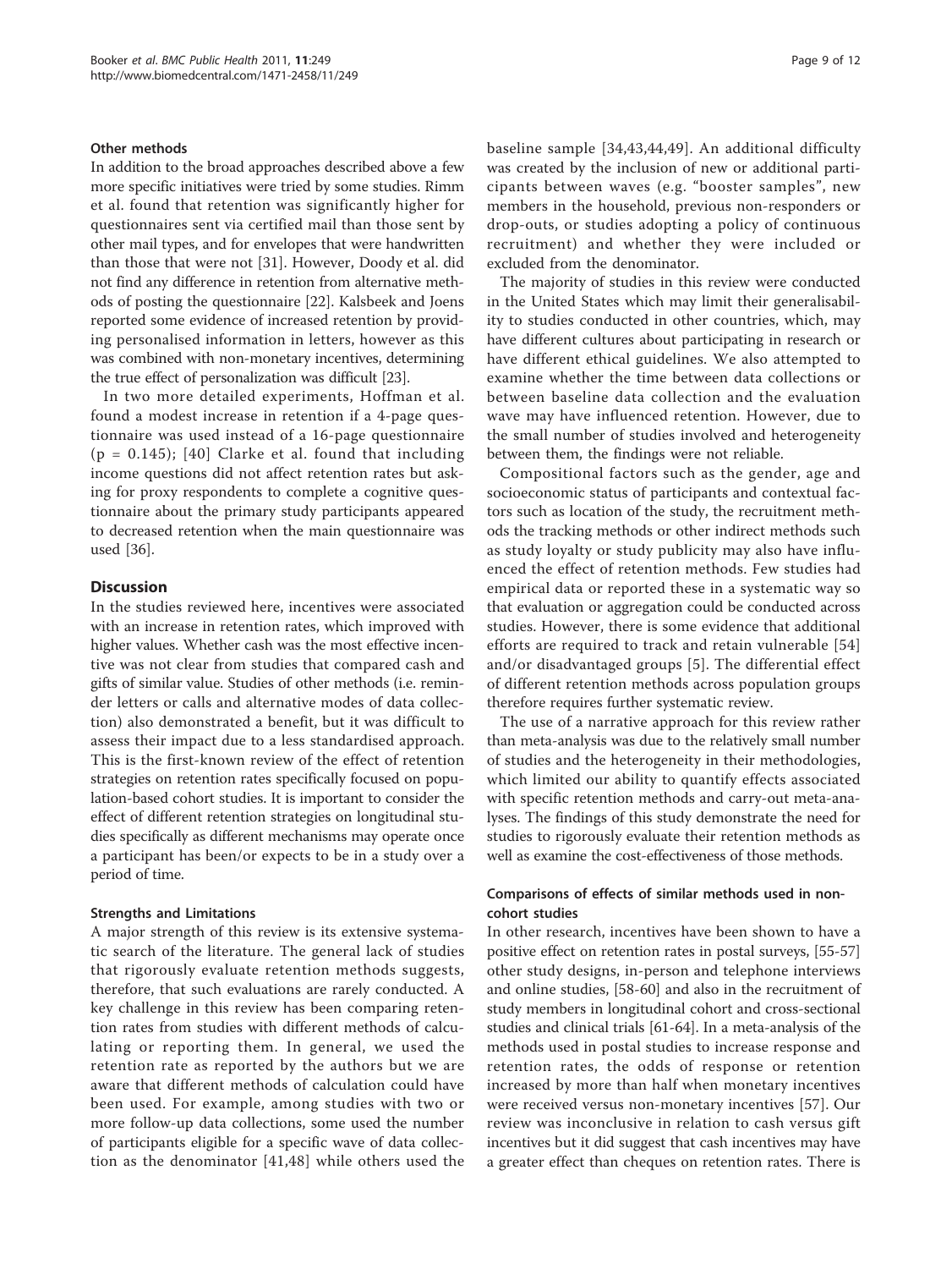#### Other methods

In addition to the broad approaches described above a few more specific initiatives were tried by some studies. Rimm et al. found that retention was significantly higher for questionnaires sent via certified mail than those sent by other mail types, and for envelopes that were handwritten than those that were not [31]. However, Doody et al. did not find any difference in retention from alternative methods of posting the questionnaire [22]. Kalsbeek and Joens reported some evidence of increased retention by providing personalised information in letters, however as this was combined with non-monetary incentives, determining the true effect of personalization was difficult [23].

In two more detailed experiments, Hoffman et al. found a modest increase in retention if a 4-page questionnaire was used instead of a 16-page questionnaire ($p = 0.145$); [40] Clarke et al. found that including income questions did not affect retention rates but asking for proxy respondents to complete a cognitive questionnaire about the primary study participants appeared to decreased retention when the main questionnaire was used [36].

## Discussion

In the studies reviewed here, incentives were associated with an increase in retention rates, which improved with higher values. Whether cash was the most effective incentive was not clear from studies that compared cash and gifts of similar value. Studies of other methods (i.e. reminder letters or calls and alternative modes of data collection) also demonstrated a benefit, but it was difficult to assess their impact due to a less standardised approach. This is the first-known review of the effect of retention strategies on retention rates specifically focused on population-based cohort studies. It is important to consider the effect of different retention strategies on longitudinal studies specifically as different mechanisms may operate once a participant has been/or expects to be in a study over a period of time.

#### Strengths and Limitations

A major strength of this review is its extensive systematic search of the literature. The general lack of studies that rigorously evaluate retention methods suggests, therefore, that such evaluations are rarely conducted. A key challenge in this review has been comparing retention rates from studies with different methods of calculating or reporting them. In general, we used the retention rate as reported by the authors but we are aware that different methods of calculation could have been used. For example, among studies with two or more follow-up data collections, some used the number of participants eligible for a specific wave of data collection as the denominator [41,48] while others used the baseline sample [34,43,44,49]. An additional difficulty was created by the inclusion of new or additional participants between waves (e.g. "booster samples", new members in the household, previous non-responders or drop-outs, or studies adopting a policy of continuous recruitment) and whether they were included or excluded from the denominator.

The majority of studies in this review were conducted in the United States which may limit their generalisability to studies conducted in other countries, which, may have different cultures about participating in research or have different ethical guidelines. We also attempted to examine whether the time between data collections or between baseline data collection and the evaluation wave may have influenced retention. However, due to the small number of studies involved and heterogeneity between them, the findings were not reliable.

Compositional factors such as the gender, age and socioeconomic status of participants and contextual factors such as location of the study, the recruitment methods the tracking methods or other indirect methods such as study loyalty or study publicity may also have influenced the effect of retention methods. Few studies had empirical data or reported these in a systematic way so that evaluation or aggregation could be conducted across studies. However, there is some evidence that additional efforts are required to track and retain vulnerable [54] and/or disadvantaged groups [5]. The differential effect of different retention methods across population groups therefore requires further systematic review.

The use of a narrative approach for this review rather than meta-analysis was due to the relatively small number of studies and the heterogeneity in their methodologies, which limited our ability to quantify effects associated with specific retention methods and carry-out meta-analyses. The findings of this study demonstrate the need for studies to rigorously evaluate their retention methods as well as examine the cost-effectiveness of those methods.

#### Comparisons of effects of similar methods used in non-cohort studies

In other research, incentives have been shown to have a positive effect on retention rates in postal surveys, [55-57] other study designs, in-person and telephone interviews and online studies, [58-60] and also in the recruitment of study members in longitudinal cohort and cross-sectional studies and clinical trials [61-64]. In a meta-analysis of the methods used in postal studies to increase response and retention rates, the odds of response or retention increased by more than half when monetary incentives were received versus non-monetary incentives [57]. Our review was inconclusive in relation to cash versus gift incentives but it did suggest that cash incentives may have a greater effect than cheques on retention rates. There is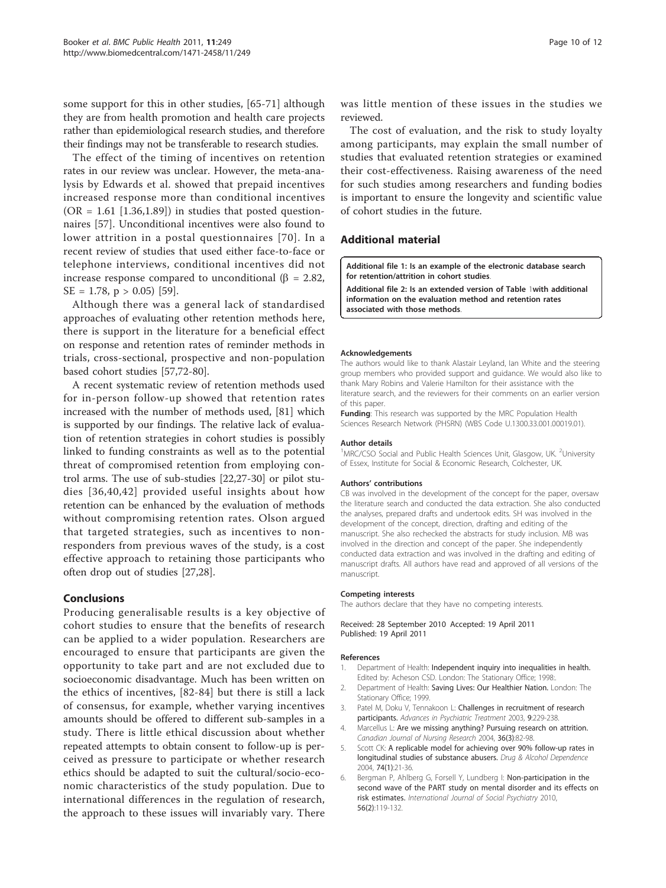some support for this in other studies, [65-71] although they are from health promotion and health care projects rather than epidemiological research studies, and therefore their findings may not be transferable to research studies.

The effect of the timing of incentives on retention rates in our review was unclear. However, the meta-analysis by Edwards et al. showed that prepaid incentives increased response more than conditional incentives (OR = 1.61 [1.36,1.89]) in studies that posted questionnaires [57]. Unconditional incentives were also found to lower attrition in a postal questionnaires [70]. In a recent review of studies that used either face-to-face or telephone interviews, conditional incentives did not increase response compared to unconditional ($\beta$ = 2.82, SE = 1.78, $p > 0.05$) [59].

Although there was a general lack of standardised approaches of evaluating other retention methods here, there is support in the literature for a beneficial effect on response and retention rates of reminder methods in trials, cross-sectional, prospective and non-population based cohort studies [57,72-80].

A recent systematic review of retention methods used for in-person follow-up showed that retention rates increased with the number of methods used, [81] which is supported by our findings. The relative lack of evaluation of retention strategies in cohort studies is possibly linked to funding constraints as well as to the potential threat of compromised retention from employing control arms. The use of sub-studies [22,27-30] or pilot studies [36,40,42] provided useful insights about how retention can be enhanced by the evaluation of methods without compromising retention rates. Olson argued that targeted strategies, such as incentives to non-responders from previous waves of the study, is a cost effective approach to retaining those participants who often drop out of studies [27,28].

## Conclusions

Producing generalisable results is a key objective of cohort studies to ensure that the benefits of research can be applied to a wider population. Researchers are encouraged to ensure that participants are given the opportunity to take part and are not excluded due to socioeconomic disadvantage. Much has been written on the ethics of incentives, [82-84] but there is still a lack of consensus, for example, whether varying incentives amounts should be offered to different sub-samples in a study. There is little ethical discussion about whether repeated attempts to obtain consent to follow-up is perceived as pressure to participate or whether research ethics should be adapted to suit the cultural/socio-economic characteristics of the study population. Due to international differences in the regulation of research, the approach to these issues will invariably vary. There was little mention of these issues in the studies we reviewed.

The cost of evaluation, and the risk to study loyalty among participants, may explain the small number of studies that evaluated retention strategies or examined their cost-effectiveness. Raising awareness of the need for such studies among researchers and funding bodies is important to ensure the longevity and scientific value of cohort studies in the future.

## Additional material

**Additional file 1: Is an example of the electronic database search for retention/attrition in cohort studies.**

**Additional file 2: Is an extended version of Table 1with additional information on the evaluation method and retention rates associated with those methods.**

### Acknowledgements

The authors would like to thank Alastair Leyland, Ian White and the steering group members who provided support and guidance. We would also like to thank Mary Robins and Valerie Hamilton for their assistance with the literature search, and the reviewers for their comments on an earlier version of this paper.

**Funding**: This research was supported by the MRC Population Health Sciences Research Network (PHSRN) (WBS Code U.1300.33.001.00019.01).

### Author details

[1]MRC/CSO Social and Public Health Sciences Unit, Glasgow, UK. [2]University of Essex, Institute for Social & Economic Research, Colchester, UK.

### Authors' contributions

CB was involved in the development of the concept for the paper, oversaw the literature search and conducted the data extraction. She also conducted the analyses, prepared drafts and undertook edits. SH was involved in the development of the concept, direction, drafting and editing of the manuscript. She also rechecked the abstracts for study inclusion. MB was involved in the direction and concept of the paper. She independently conducted data extraction and was involved in the drafting and editing of manuscript drafts. All authors have read and approved of all versions of the manuscript.

### Competing interests

The authors declare that they have no competing interests.

Received: 28 September 2010 Accepted: 19 April 2011
Published: 19 April 2011

### References

1. Department of Health: **Independent inquiry into inequalities in health.** Edited by: Acheson CSD. London: The Stationary Office; 1998:.
2. Department of Health: **Saving Lives: Our Healthier Nation.** London: The Stationary Office; 1999.
3. Patel M, Doku V, Tennakoon L: **Challenges in recruitment of research participants.** *Advances in Psychiatric Treatment* 2003, **9**:229-238.
4. Marcellus L: **Are we missing anything? Pursuing research on attrition.** *Canadian Journal of Nursing Research* 2004, **36(3)**:82-98.
5. Scott CK: **A replicable model for achieving over 90% follow-up rates in longitudinal studies of substance abusers.** *Drug & Alcohol Dependence* 2004, **74(1)**:21-36.
6. Bergman P, Ahlberg G, Forsell Y, Lundberg I: **Non-participation in the second wave of the PART study on mental disorder and its effects on risk estimates.** *International Journal of Social Psychiatry* 2010, **56(2)**:119-132.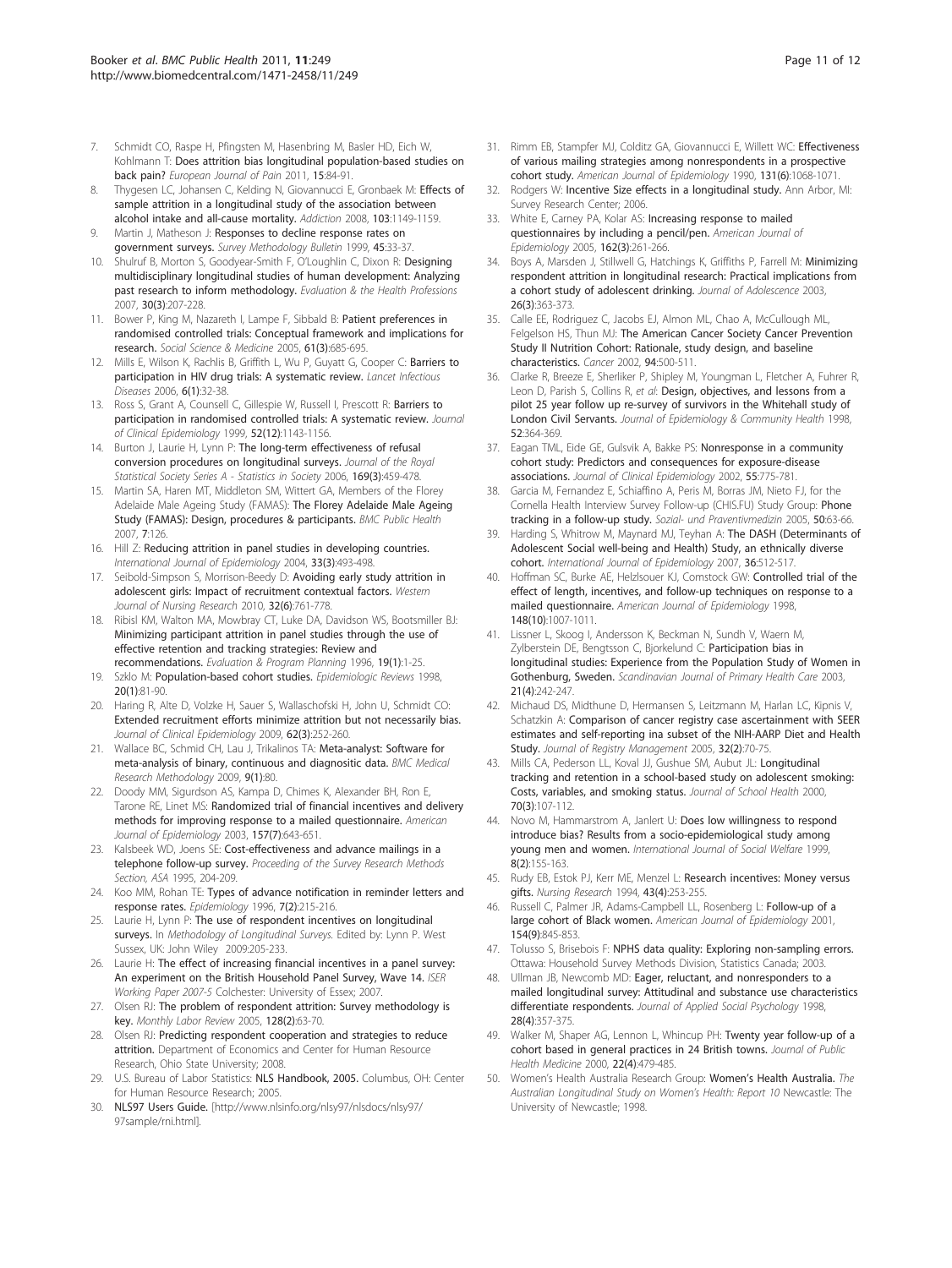7. Schmidt CO, Raspe H, Pfingsten M, Hasenbring M, Basler HD, Eich W, Kohlmann T: **Does attrition bias longitudinal population-based studies on back pain?** *European Journal of Pain* 2011, **15**:84-91.
8. Thygesen LC, Johansen C, Kelding N, Giovannucci E, Gronbaek M: **Effects of sample attrition in a longitudinal study of the association between alcohol intake and all-cause mortality.** *Addiction* 2008, **103**:1149-1159.
9. Martin J, Matheson J: **Responses to decline response rates on government surveys.** *Survey Methodology Bulletin* 1999, **45**:33-37.
10. Shulruf B, Morton S, Goodyear-Smith F, O'Loughlin C, Dixon R: **Designing multidisciplinary longitudinal studies of human development: Analyzing past research to inform methodology.** *Evaluation & the Health Professions* 2007, **30(3)**:207-228.
11. Bower P, King M, Nazareth I, Lampe F, Sibbald B: **Patient preferences in randomised controlled trials: Conceptual framework and implications for research.** *Social Science & Medicine* 2005, **61(3)**:685-695.
12. Mills E, Wilson K, Rachlis B, Griffith L, Wu P, Guyatt G, Cooper C: **Barriers to participation in HIV drug trials: A systematic review.** *Lancet Infectious Diseases* 2006, **6(1)**:32-38.
13. Ross S, Grant A, Counsell C, Gillespie W, Russell I, Prescott R: **Barriers to participation in randomised controlled trials: A systematic review.** *Journal of Clinical Epidemiology* 1999, **52(12)**:1143-1156.
14. Burton J, Laurie H, Lynn P: **The long-term effectiveness of refusal conversion procedures on longitudinal surveys.** *Journal of the Royal Statistical Society Series A - Statistics in Society* 2006, **169(3)**:459-478.
15. Martin SA, Haren MT, Middleton SM, Wittert GA, Members of the Florey Adelaide Male Ageing Study (FAMAS): **The Florey Adelaide Male Ageing Study (FAMAS): Design, procedures & participants.** *BMC Public Health* 2007, **7**:126.
16. Hill Z: **Reducing attrition in panel studies in developing countries.** *International Journal of Epidemiology* 2004, **33(3)**:493-498.
17. Seibold-Simpson S, Morrison-Beedy D: **Avoiding early study attrition in adolescent girls: Impact of recruitment contextual factors.** *Western Journal of Nursing Research* 2010, **32(6)**:761-778.
18. Ribisl KM, Walton MA, Mowbray CT, Luke DA, Davidson WS, Bootsmiller BJ: **Minimizing participant attrition in panel studies through the use of effective retention and tracking strategies: Review and recommendations.** *Evaluation & Program Planning* 1996, **19(1)**:1-25.
19. Szklo M: **Population-based cohort studies.** *Epidemiologic Reviews* 1998, **20(1)**:81-90.
20. Haring R, Alte D, Volzke H, Sauer S, Wallaschofski H, John U, Schmidt CO: **Extended recruitment efforts minimize attrition but not necessarily bias.** *Journal of Clinical Epidemiology* 2009, **62(3)**:252-260.
21. Wallace BC, Schmid CH, Lau J, Trikalinos TA: **Meta-analyst: Software for meta-analysis of binary, continuous and diagnositic data.** *BMC Medical Research Methodology* 2009, **9(1)**:80.
22. Doody MM, Sigurdson AS, Kampa D, Chimes K, Alexander BH, Ron E, Tarone RE, Linet MS: **Randomized trial of financial incentives and delivery methods for improving response to a mailed questionnaire.** *American Journal of Epidemiology* 2003, **157(7)**:643-651.
23. Kalsbeek WD, Joens SE: **Cost-effectiveness and advance mailings in a telephone follow-up survey.** *Proceeding of the Survey Research Methods Section, ASA* 1995, 204-209.
24. Koo MM, Rohan TE: **Types of advance notification in reminder letters and response rates.** *Epidemiology* 1996, **7(2)**:215-216.
25. Laurie H, Lynn P: **The use of respondent incentives on longitudinal surveys.** In *Methodology of Longitudinal Surveys.* Edited by: Lynn P. West Sussex, UK: John Wiley 2009:205-233.
26. Laurie H: **The effect of increasing financial incentives in a panel survey: An experiment on the British Household Panel Survey, Wave 14.** *ISER Working Paper 2007-5* Colchester: University of Essex; 2007.
27. Olsen RJ: **The problem of respondent attrition: Survey methodology is key.** *Monthly Labor Review* 2005, **128(2)**:63-70.
28. Olsen RJ: **Predicting respondent cooperation and strategies to reduce attrition.** Department of Economics and Center for Human Resource Research, Ohio State University; 2008.
29. U.S. Bureau of Labor Statistics: **NLS Handbook, 2005.** Columbus, OH: Center for Human Resource Research; 2005.
30. **NLS97 Users Guide.** [http://www.nlsinfo.org/nlsy97/nlsdocs/nlsy97/97sample/rni.html].
31. Rimm EB, Stampfer MJ, Colditz GA, Giovannucci E, Willett WC: **Effectiveness of various mailing strategies among nonrespondents in a prospective cohort study.** *American Journal of Epidemiology* 1990, **131(6)**:1068-1071.
32. Rodgers W: **Incentive Size effects in a longitudinal study.** Ann Arbor, MI: Survey Research Center; 2006.
33. White E, Carney PA, Kolar AS: **Increasing response to mailed questionnaires by including a pencil/pen.** *American Journal of Epidemiology* 2005, **162(3)**:261-266.
34. Boys A, Marsden J, Stillwell G, Hatchings K, Griffiths P, Farrell M: **Minimizing respondent attrition in longitudinal research: Practical implications from a cohort study of adolescent drinking.** *Journal of Adolescence* 2003, **26(3)**:363-373.
35. Calle EE, Rodriguez C, Jacobs EJ, Almon ML, Chao A, McCullough ML, Felgelson HS, Thun MJ: **The American Cancer Society Cancer Prevention Study II Nutrition Cohort: Rationale, study design, and baseline characteristics.** *Cancer* 2002, **94**:500-511.
36. Clarke R, Breeze E, Sherliker P, Shipley M, Youngman L, Fletcher A, Fuhrer R, Leon D, Parish S, Collins R, *et al*: **Design, objectives, and lessons from a pilot 25 year follow up re-survey of survivors in the Whitehall study of London Civil Servants.** *Journal of Epidemiology & Community Health* 1998, **52**:364-369.
37. Eagan TML, Eide GE, Gulsvik A, Bakke PS: **Nonresponse in a community cohort study: Predictors and consequences for exposure-disease associations.** *Journal of Clinical Epidemiology* 2002, **55**:775-781.
38. Garcia M, Fernandez E, Schiaffino A, Peris M, Borras JM, Nieto FJ, for the Cornella Health Interview Survey Follow-up (CHIS.FU) Study Group: **Phone tracking in a follow-up study.** *Sozial- und Praventivmedizin* 2005, **50**:63-66.
39. Harding S, Whitrow M, Maynard MJ, Teyhan A: **The DASH (Determinants of Adolescent Social well-being and Health) Study, an ethnically diverse cohort.** *International Journal of Epidemiology* 2007, **36**:512-517.
40. Hoffman SC, Burke AE, Helzlsouer KJ, Comstock GW: **Controlled trial of the effect of length, incentives, and follow-up techniques on response to a mailed questionnaire.** *American Journal of Epidemiology* 1998, **148(10)**:1007-1011.
41. Lissner L, Skoog I, Andersson K, Beckman N, Sundh V, Waern M, Zylberstein DE, Bengtsson C, Bjorkelund C: **Participation bias in longitudinal studies: Experience from the Population Study of Women in Gothenburg, Sweden.** *Scandinavian Journal of Primary Health Care* 2003, **21(4)**:242-247.
42. Michaud DS, Midthune D, Hermansen S, Leitzmann M, Harlan LC, Kipnis V, Schatzkin A: **Comparison of cancer registry case ascertainment with SEER estimates and self-reporting ina subset of the NIH-AARP Diet and Health Study.** *Journal of Registry Management* 2005, **32(2)**:70-75.
43. Mills CA, Pederson LL, Koval JJ, Gushue SM, Aubut JL: **Longitudinal tracking and retention in a school-based study on adolescent smoking: Costs, variables, and smoking status.** *Journal of School Health* 2000, **70(3)**:107-112.
44. Novo M, Hammarstrom A, Janlert U: **Does low willingness to respond introduce bias? Results from a socio-epidemiological study among young men and women.** *International Journal of Social Welfare* 1999, **8(2)**:155-163.
45. Rudy EB, Estok PJ, Kerr ME, Menzel L: **Research incentives: Money versus gifts.** *Nursing Research* 1994, **43(4)**:253-255.
46. Russell C, Palmer JR, Adams-Campbell LL, Rosenberg L: **Follow-up of a large cohort of Black women.** *American Journal of Epidemiology* 2001, **154(9)**:845-853.
47. Tolusso S, Brisebois F: **NPHS data quality: Exploring non-sampling errors.** Ottawa: Household Survey Methods Division, Statistics Canada; 2003.
48. Ullman JB, Newcomb MD: **Eager, reluctant, and nonresponders to a mailed longitudinal survey: Attitudinal and substance use characteristics differentiate respondents.** *Journal of Applied Social Psychology* 1998, **28(4)**:357-375.
49. Walker M, Shaper AG, Lennon L, Whincup PH: **Twenty year follow-up of a cohort based in general practices in 24 British towns.** *Journal of Public Health Medicine* 2000, **22(4)**:479-485.
50. Women's Health Australia Research Group: **Women's Health Australia.** *The Australian Longitudinal Study on Women's Health: Report 10* Newcastle: The University of Newcastle; 1998.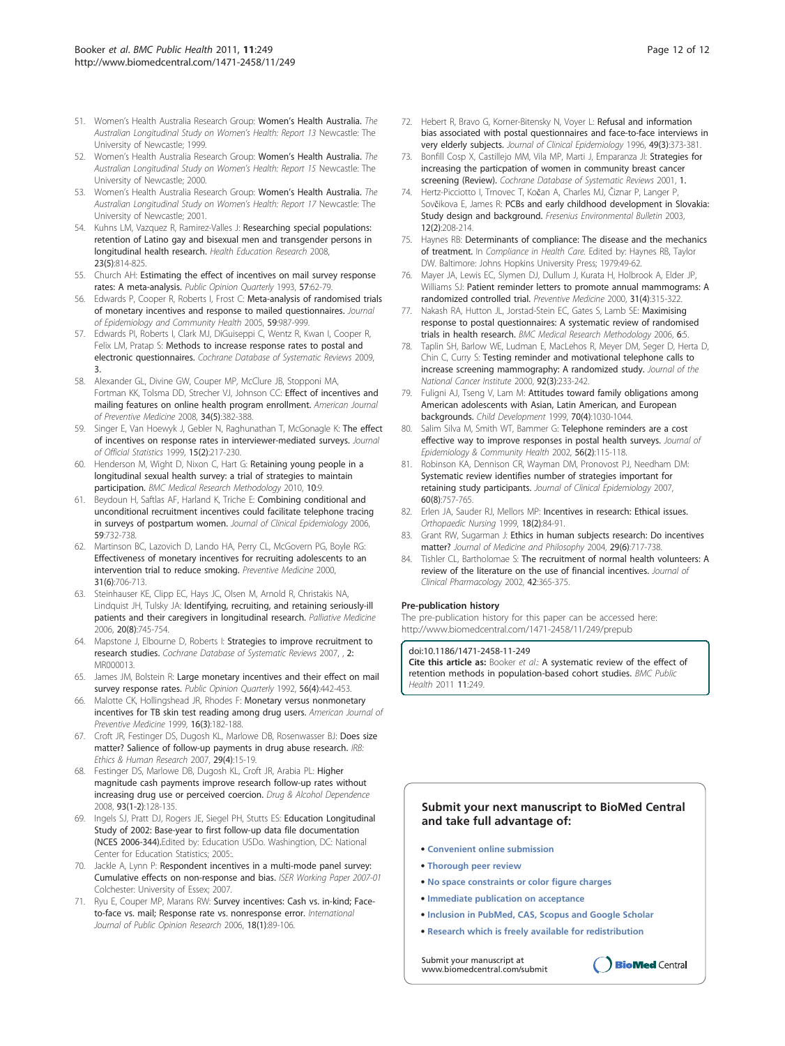51. Women's Health Australia Research Group: **Women's Health Australia.** *The Australian Longitudinal Study on Women's Health: Report 13* Newcastle: The University of Newcastle; 1999.
52. Women's Health Australia Research Group: **Women's Health Australia.** *The Australian Longitudinal Study on Women's Health: Report 15* Newcastle: The University of Newcastle; 2000.
53. Women's Health Australia Research Group: **Women's Health Australia.** *The Australian Longitudinal Study on Women's Health: Report 17* Newcastle: The University of Newcastle; 2001.
54. Kuhns LM, Vazquez R, Ramirez-Valles J: **Researching special populations: retention of Latino gay and bisexual men and transgender persons in longitudinal health research.** *Health Education Research* 2008, **23(5)**:814-825.
55. Church AH: **Estimating the effect of incentives on mail survey response rates: A meta-analysis.** *Public Opinion Quarterly* 1993, **57**:62-79.
56. Edwards P, Cooper R, Roberts I, Frost C: **Meta-analysis of randomised trials of monetary incentives and response to mailed questionnaires.** *Journal of Epidemiology and Community Health* 2005, **59**:987-999.
57. Edwards PI, Roberts I, Clark MJ, DiGuiseppi C, Wentz R, Kwan I, Cooper R, Felix LM, Pratap S: **Methods to increase response rates to postal and electronic questionnaires.** *Cochrane Database of Systematic Reviews* 2009, **3**.
58. Alexander GL, Divine GW, Couper MP, McClure JB, Stopponi MA, Fortman KK, Tolsma DD, Strecher VJ, Johnson CC: **Effect of incentives and mailing features on online health program enrollment.** *American Journal of Preventive Medicine* 2008, **34(5)**:382-388.
59. Singer E, Van Hoewyk J, Gebler N, Raghunathan T, McGonagle K: **The effect of incentives on response rates in interviewer-mediated surveys.** *Journal of Official Statistics* 1999, **15(2)**:217-230.
60. Henderson M, Wight D, Nixon C, Hart G: **Retaining young people in a longitudinal sexual health survey: a trial of strategies to maintain participation.** *BMC Medical Research Methodology* 2010, **10**:9.
61. Beydoun H, Saftlas AF, Harland K, Triche E: **Combining conditional and unconditional recruitment incentives could facilitate telephone tracing in surveys of postpartum women.** *Journal of Clinical Epidemiology* 2006, **59**:732-738.
62. Martinson BC, Lazovich D, Lando HA, Perry CL, McGovern PG, Boyle RG: **Effectiveness of monetary incentives for recruiting adolescents to an intervention trial to reduce smoking.** *Preventive Medicine* 2000, **31(6)**:706-713.
63. Steinhauser KE, Clipp EC, Hays JC, Olsen M, Arnold R, Christakis NA, Lindquist JH, Tulsky JA: **Identifying, recruiting, and retaining seriously-ill patients and their caregivers in longitudinal research.** *Palliative Medicine* 2006, **20(8)**:745-754.
64. Mapstone J, Elbourne D, Roberts I: **Strategies to improve recruitment to research studies.** *Cochrane Database of Systematic Reviews* 2007, , **2**: MR000013.
65. James JM, Bolstein R: **Large monetary incentives and their effect on mail survey response rates.** *Public Opinion Quarterly* 1992, **56(4)**:442-453.
66. Malotte CK, Hollingshead JR, Rhodes F: **Monetary versus nonmonetary incentives for TB skin test reading among drug users.** *American Journal of Preventive Medicine* 1999, **16(3)**:182-188.
67. Croft JR, Festinger DS, Dugosh KL, Marlowe DB, Rosenwasser BJ: **Does size matter? Salience of follow-up payments in drug abuse research.** *IRB: Ethics & Human Research* 2007, **29(4)**:15-19.
68. Festinger DS, Marlowe DB, Dugosh KL, Croft JR, Arabia PL: **Higher magnitude cash payments improve research follow-up rates without increasing drug use or perceived coercion.** *Drug & Alcohol Dependence* 2008, **93(1-2)**:128-135.
69. Ingels SJ, Pratt DJ, Rogers JE, Siegel PH, Stutts ES: **Education Longitudinal Study of 2002: Base-year to first follow-up data file documentation (NCES 2006-344).**Edited by: Education USDo. Washington, DC: National Center for Education Statistics; 2005:.
70. Jackle A, Lynn P: **Respondent incentives in a multi-mode panel survey: Cumulative effects on non-response and bias.** *ISER Working Paper 2007-01* Colchester: University of Essex; 2007.
71. Ryu E, Couper MP, Marans RW: **Survey incentives: Cash vs. in-kind; Face-to-face vs. mail; Response rate vs. nonresponse error.** *International Journal of Public Opinion Research* 2006, **18(1)**:89-106.
72. Hebert R, Bravo G, Korner-Bitensky N, Voyer L: **Refusal and information bias associated with postal questionnaires and face-to-face interviews in very elderly subjects.** *Journal of Clinical Epidemiology* 1996, **49(3)**:373-381.
73. Bonfill Cosp X, Castillejo MM, Vila MP, Marti J, Emparanza JI: **Strategies for increasing the particpation of women in community breast cancer screening (Review).** *Cochrane Database of Systematic Reviews* 2001, **1**.
74. Hertz-Picciotto I, Trnovec T, Kočan A, Charles MJ, Čiznar P, Langer P, Sovčikova E, James R: **PCBs and early childhood development in Slovakia: Study design and background.** *Fresenius Environmental Bulletin* 2003, **12(2)**:208-214.
75. Haynes RB: **Determinants of compliance: The disease and the mechanics of treatment.** In *Compliance in Health Care.* Edited by: Haynes RB, Taylor DW. Baltimore: Johns Hopkins University Press; 1979:49-62.
76. Mayer JA, Lewis EC, Slymen DJ, Dullum J, Kurata H, Holbrook A, Elder JP, Williams SJ: **Patient reminder letters to promote annual mammograms: A randomized controlled trial.** *Preventive Medicine* 2000, **31(4)**:315-322.
77. Nakash RA, Hutton JL, Jorstad-Stein EC, Gates S, Lamb SE: **Maximising response to postal questionnaires: A systematic review of randomised trials in health research.** *BMC Medical Research Methodology* 2006, **6**:5.
78. Taplin SH, Barlow WE, Ludman E, MacLehos R, Meyer DM, Seger D, Herta D, Chin C, Curry S: **Testing reminder and motivational telephone calls to increase screening mammography: A randomized study.** *Journal of the National Cancer Institute* 2000, **92(3)**:233-242.
79. Fuligni AJ, Tseng V, Lam M: **Attitudes toward family obligations among American adolescents with Asian, Latin American, and European backgrounds.** *Child Development* 1999, **70(4)**:1030-1044.
80. Salim Silva M, Smith WT, Bammer G: **Telephone reminders are a cost effective way to improve responses in postal health surveys.** *Journal of Epidemiology & Community Health* 2002, **56(2)**:115-118.
81. Robinson KA, Dennison CR, Wayman DM, Pronovost PJ, Needham DM: **Systematic review identifies number of strategies important for retaining study participants.** *Journal of Clinical Epidemiology* 2007, **60(8)**:757-765.
82. Erlen JA, Sauder RJ, Mellors MP: **Incentives in research: Ethical issues.** *Orthopaedic Nursing* 1999, **18(2)**:84-91.
83. Grant RW, Sugarman J: **Ethics in human subjects research: Do incentives matter?** *Journal of Medicine and Philosophy* 2004, **29(6)**:717-738.
84. Tishler CL, Bartholomae S: **The recruitment of normal health volunteers: A review of the literature on the use of financial incentives.** *Journal of Clinical Pharmacology* 2002, **42**:365-375.

### Pre-publication history

The pre-publication history for this paper can be accessed here:
http://www.biomedcentral.com/1471-2458/11/249/prepub

doi:10.1186/1471-2458-11-249

**Cite this article as:** Booker *et al.*: A systematic review of the effect of retention methods in population-based cohort studies. *BMC Public Health* 2011 **11**:249.

**Submit your next manuscript to BioMed Central and take full advantage of:**

- Convenient online submission
- Thorough peer review
- No space constraints or color figure charges
- Immediate publication on acceptance
- Inclusion in PubMed, CAS, Scopus and Google Scholar
- Research which is freely available for redistribution

Submit your manuscript at
www.biomedcentral.com/submit

BioMed Central